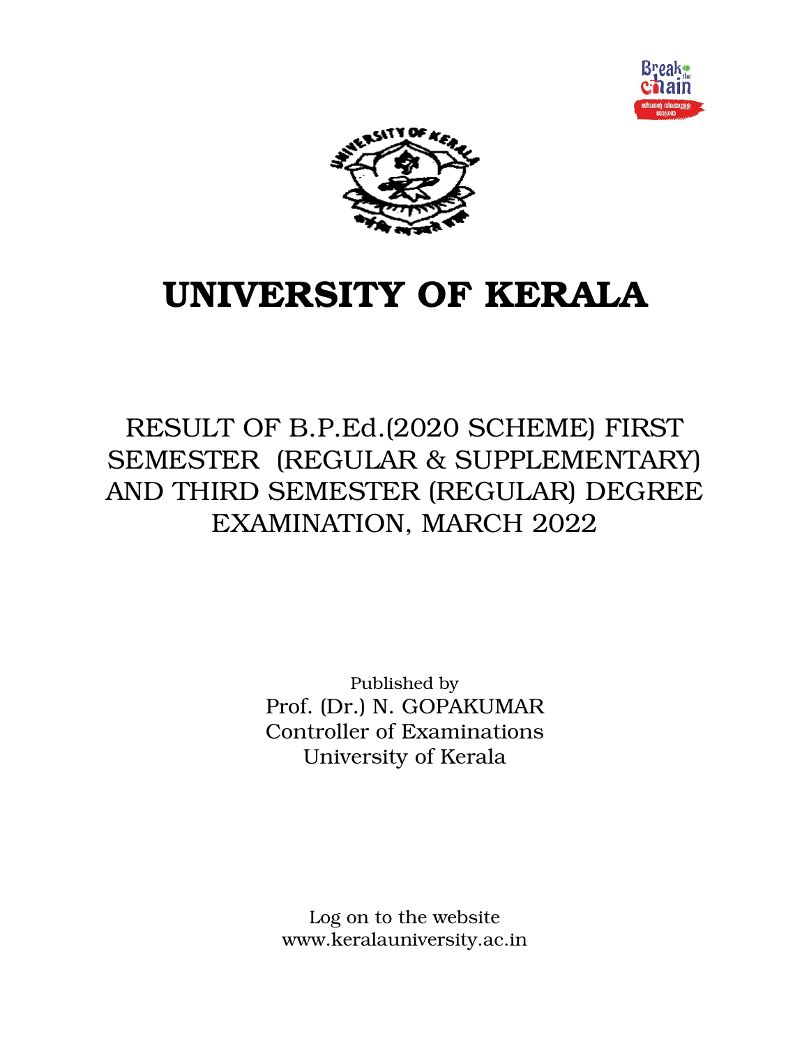# UNIVERSITY OF KERALA

## RESULT OF B.P.Ed.(2020 SCHEME) FIRST SEMESTER (REGULAR & SUPPLEMENTARY) AND THIRD SEMESTER (REGULAR) DEGREE EXAMINATION, MARCH 2022

Published by
Prof. (Dr.) N. GOPAKUMAR
Controller of Examinations
University of Kerala

Log on to the website
www.keralauniversity.ac.in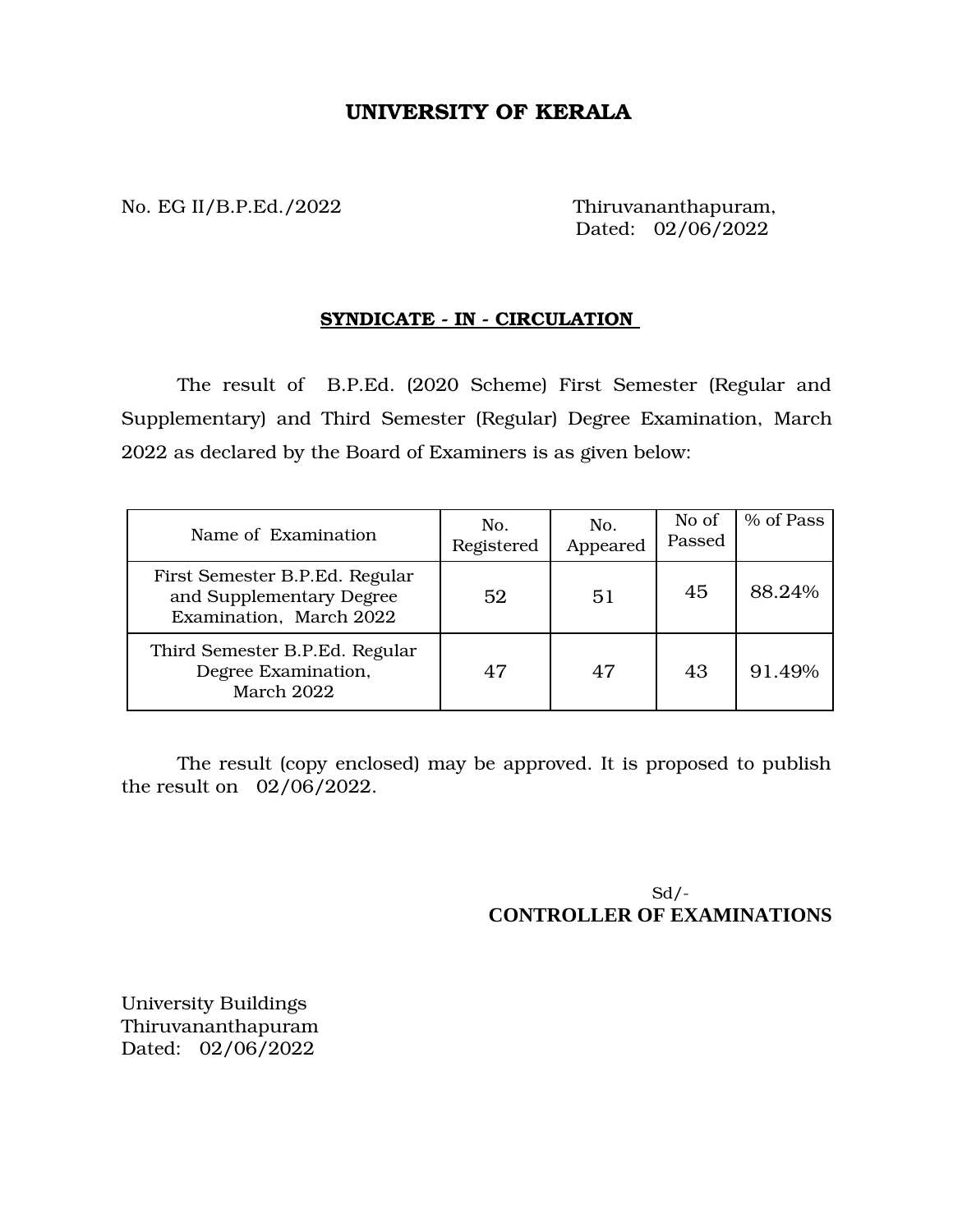# UNIVERSITY OF KERALA

No. EG II/B.P.Ed./2022

Thiruvananthapuram,
Dated: 02/06/2022

**SYNDICATE - IN - CIRCULATION**

The result of B.P.Ed. (2020 Scheme) First Semester (Regular and Supplementary) and Third Semester (Regular) Degree Examination, March 2022 as declared by the Board of Examiners is as given below:

| Name of Examination | No. Registered | No. Appeared | No of Passed | % of Pass |
|---|---|---|---|---|
| First Semester B.P.Ed. Regular and Supplementary Degree Examination, March 2022 | 52 | 51 | 45 | 88.24% |
| Third Semester B.P.Ed. Regular Degree Examination, March 2022 | 47 | 47 | 43 | 91.49% |

The result (copy enclosed) may be approved. It is proposed to publish the result on 02/06/2022.

Sd/-
**CONTROLLER OF EXAMINATIONS**

University Buildings
Thiruvananthapuram
Dated: 02/06/2022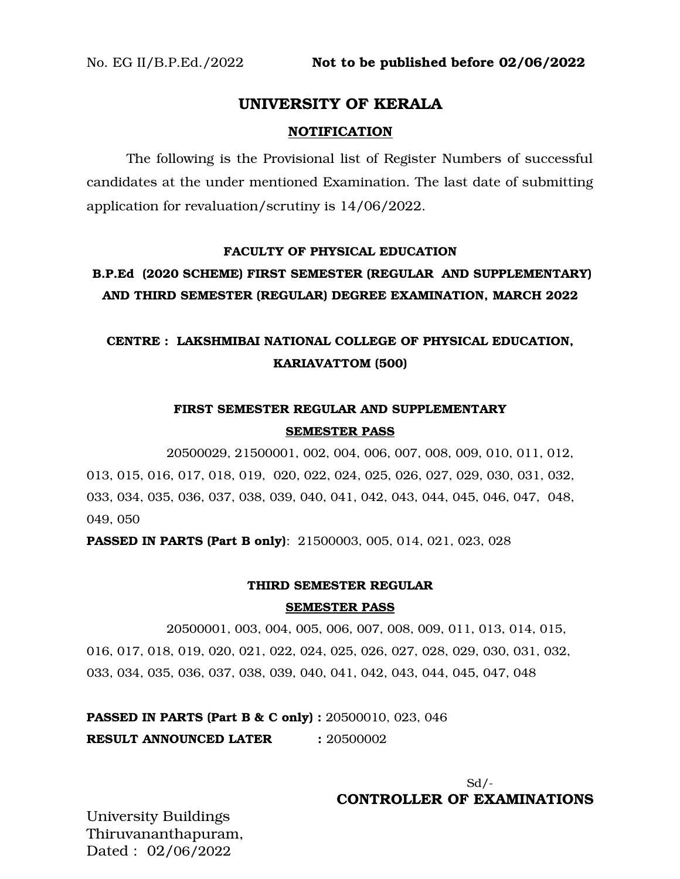No. EG II/B.P.Ed./2022 **Not to be published before 02/06/2022**

# UNIVERSITY OF KERALA

## NOTIFICATION

The following is the Provisional list of Register Numbers of successful candidates at the under mentioned Examination. The last date of submitting application for revaluation/scrutiny is 14/06/2022.

**FACULTY OF PHYSICAL EDUCATION**

**B.P.Ed (2020 SCHEME) FIRST SEMESTER (REGULAR AND SUPPLEMENTARY) AND THIRD SEMESTER (REGULAR) DEGREE EXAMINATION, MARCH 2022**

**CENTRE : LAKSHMIBAI NATIONAL COLLEGE OF PHYSICAL EDUCATION, KARIAVATTOM (500)**

**FIRST SEMESTER REGULAR AND SUPPLEMENTARY**

**SEMESTER PASS**

20500029, 21500001, 002, 004, 006, 007, 008, 009, 010, 011, 012, 013, 015, 016, 017, 018, 019, 020, 022, 024, 025, 026, 027, 029, 030, 031, 032, 033, 034, 035, 036, 037, 038, 039, 040, 041, 042, 043, 044, 045, 046, 047, 048, 049, 050

**PASSED IN PARTS (Part B only)**: 21500003, 005, 014, 021, 023, 028

**THIRD SEMESTER REGULAR**

**SEMESTER PASS**

20500001, 003, 004, 005, 006, 007, 008, 009, 011, 013, 014, 015, 016, 017, 018, 019, 020, 021, 022, 024, 025, 026, 027, 028, 029, 030, 031, 032, 033, 034, 035, 036, 037, 038, 039, 040, 041, 042, 043, 044, 045, 047, 048

**PASSED IN PARTS (Part B & C only) :** 20500010, 023, 046

**RESULT ANNOUNCED LATER :** 20500002

Sd/-

**CONTROLLER OF EXAMINATIONS**

University Buildings
Thiruvananthapuram,
Dated : 02/06/2022